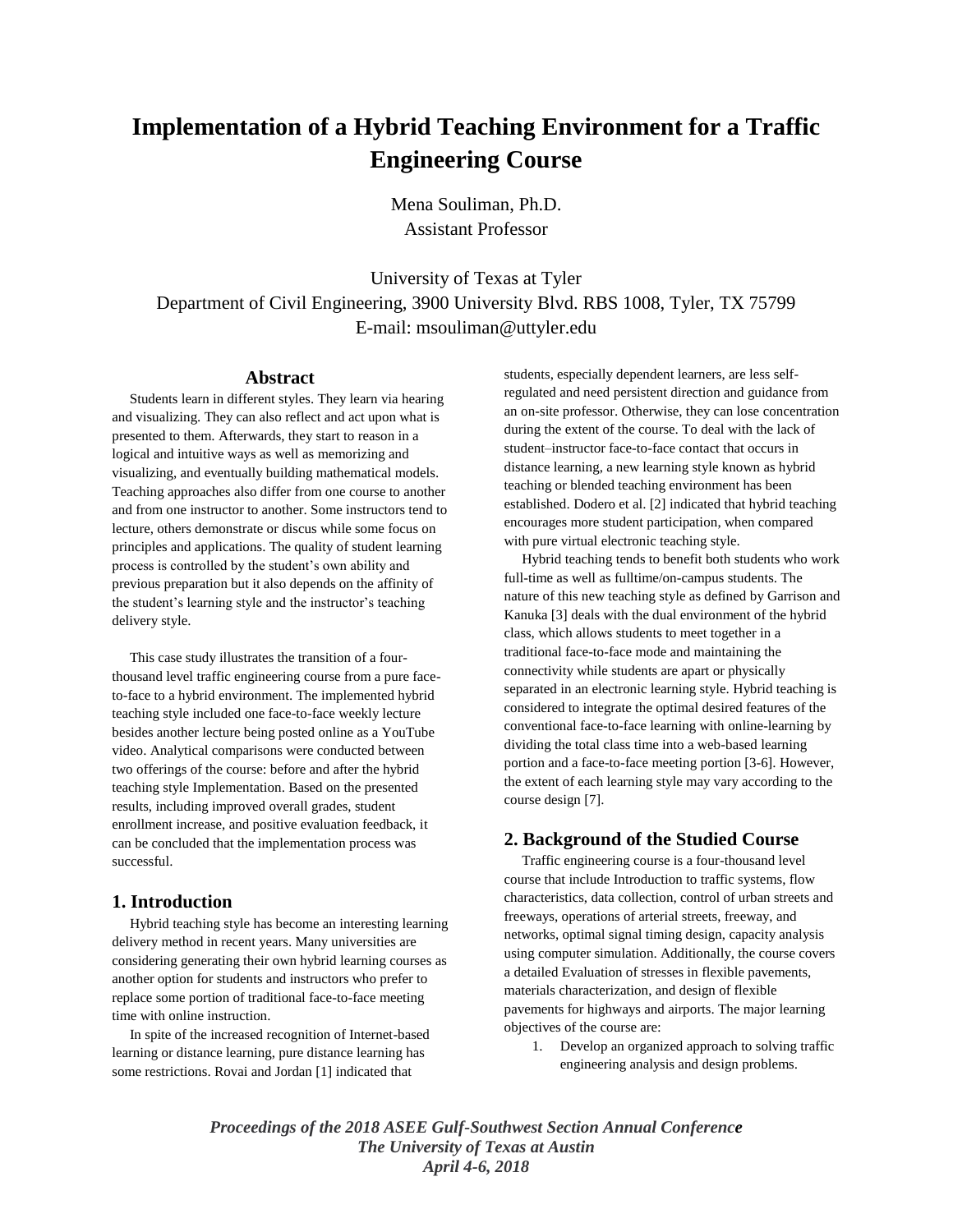# Implementation of a Hybrid Teaching Environment for a Traffic Engineering Course

Mena Souliman, Ph.D.
Assistant Professor

University of Texas at Tyler
Department of Civil Engineering, 3900 University Blvd. RBS 1008, Tyler, TX 75799
E-mail: msouliman@uttyler.edu

## Abstract

Students learn in different styles. They learn via hearing and visualizing. They can also reflect and act upon what is presented to them. Afterwards, they start to reason in a logical and intuitive ways as well as memorizing and visualizing, and eventually building mathematical models. Teaching approaches also differ from one course to another and from one instructor to another. Some instructors tend to lecture, others demonstrate or discus while some focus on principles and applications. The quality of student learning process is controlled by the student's own ability and previous preparation but it also depends on the affinity of the student's learning style and the instructor's teaching delivery style.

This case study illustrates the transition of a four-thousand level traffic engineering course from a pure face-to-face to a hybrid environment. The implemented hybrid teaching style included one face-to-face weekly lecture besides another lecture being posted online as a YouTube video. Analytical comparisons were conducted between two offerings of the course: before and after the hybrid teaching style Implementation. Based on the presented results, including improved overall grades, student enrollment increase, and positive evaluation feedback, it can be concluded that the implementation process was successful.

## 1. Introduction

Hybrid teaching style has become an interesting learning delivery method in recent years. Many universities are considering generating their own hybrid learning courses as another option for students and instructors who prefer to replace some portion of traditional face-to-face meeting time with online instruction.

In spite of the increased recognition of Internet-based learning or distance learning, pure distance learning has some restrictions. Rovai and Jordan [1] indicated that students, especially dependent learners, are less self-regulated and need persistent direction and guidance from an on-site professor. Otherwise, they can lose concentration during the extent of the course. To deal with the lack of student–instructor face-to-face contact that occurs in distance learning, a new learning style known as hybrid teaching or blended teaching environment has been established. Dodero et al. [2] indicated that hybrid teaching encourages more student participation, when compared with pure virtual electronic teaching style.

Hybrid teaching tends to benefit both students who work full-time as well as fulltime/on-campus students. The nature of this new teaching style as defined by Garrison and Kanuka [3] deals with the dual environment of the hybrid class, which allows students to meet together in a traditional face-to-face mode and maintaining the connectivity while students are apart or physically separated in an electronic learning style. Hybrid teaching is considered to integrate the optimal desired features of the conventional face-to-face learning with online-learning by dividing the total class time into a web-based learning portion and a face-to-face meeting portion [3-6]. However, the extent of each learning style may vary according to the course design [7].

## 2. Background of the Studied Course

Traffic engineering course is a four-thousand level course that include Introduction to traffic systems, flow characteristics, data collection, control of urban streets and freeways, operations of arterial streets, freeway, and networks, optimal signal timing design, capacity analysis using computer simulation. Additionally, the course covers a detailed Evaluation of stresses in flexible pavements, materials characterization, and design of flexible pavements for highways and airports. The major learning objectives of the course are:

1. Develop an organized approach to solving traffic engineering analysis and design problems.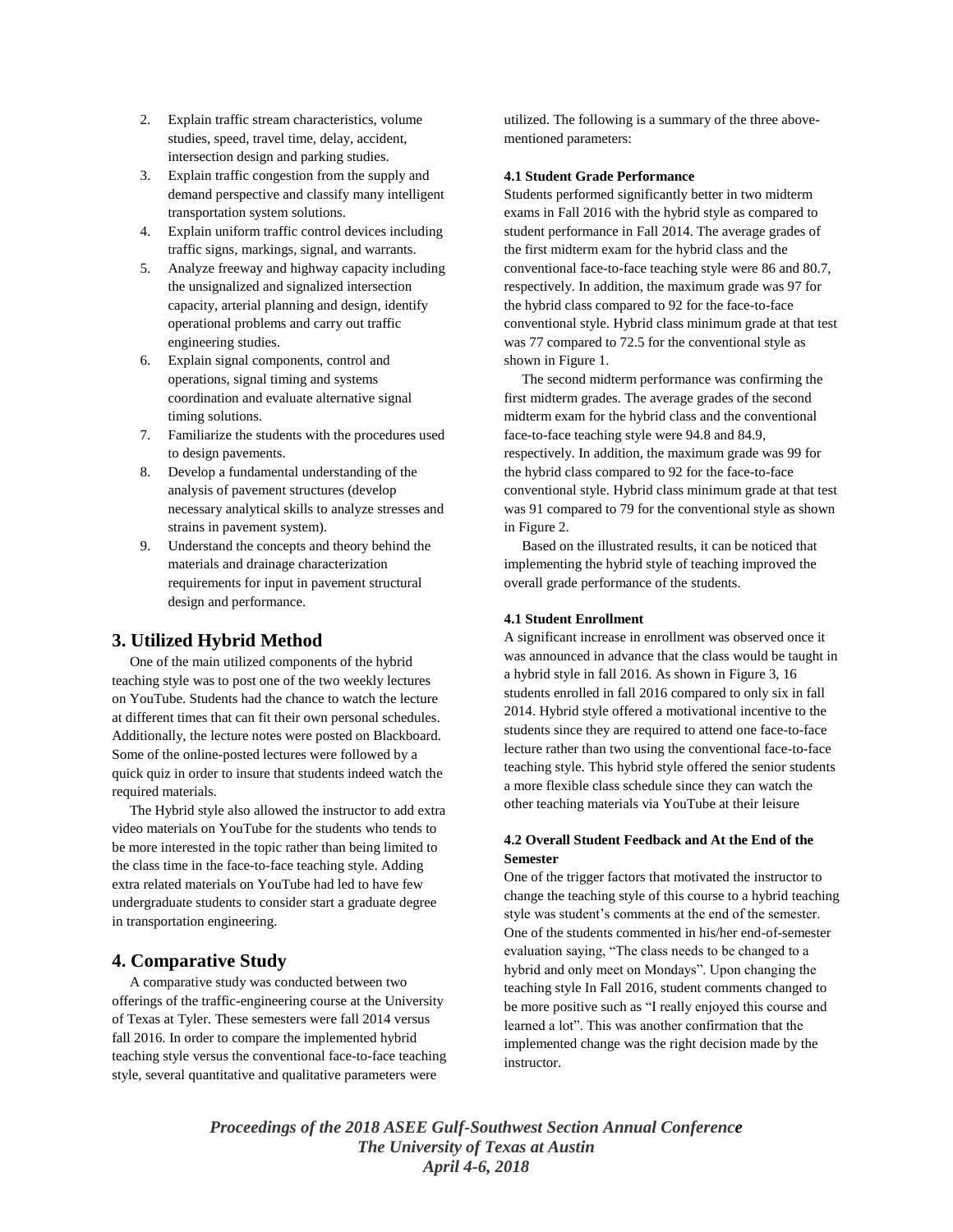2. Explain traffic stream characteristics, volume studies, speed, travel time, delay, accident, intersection design and parking studies.
3. Explain traffic congestion from the supply and demand perspective and classify many intelligent transportation system solutions.
4. Explain uniform traffic control devices including traffic signs, markings, signal, and warrants.
5. Analyze freeway and highway capacity including the unsignalized and signalized intersection capacity, arterial planning and design, identify operational problems and carry out traffic engineering studies.
6. Explain signal components, control and operations, signal timing and systems coordination and evaluate alternative signal timing solutions.
7. Familiarize the students with the procedures used to design pavements.
8. Develop a fundamental understanding of the analysis of pavement structures (develop necessary analytical skills to analyze stresses and strains in pavement system).
9. Understand the concepts and theory behind the materials and drainage characterization requirements for input in pavement structural design and performance.

## 3. Utilized Hybrid Method

One of the main utilized components of the hybrid teaching style was to post one of the two weekly lectures on YouTube. Students had the chance to watch the lecture at different times that can fit their own personal schedules. Additionally, the lecture notes were posted on Blackboard. Some of the online-posted lectures were followed by a quick quiz in order to insure that students indeed watch the required materials.

The Hybrid style also allowed the instructor to add extra video materials on YouTube for the students who tends to be more interested in the topic rather than being limited to the class time in the face-to-face teaching style. Adding extra related materials on YouTube had led to have few undergraduate students to consider start a graduate degree in transportation engineering.

## 4. Comparative Study

A comparative study was conducted between two offerings of the traffic-engineering course at the University of Texas at Tyler. These semesters were fall 2014 versus fall 2016. In order to compare the implemented hybrid teaching style versus the conventional face-to-face teaching style, several quantitative and qualitative parameters were utilized. The following is a summary of the three above-mentioned parameters:

### 4.1 Student Grade Performance

Students performed significantly better in two midterm exams in Fall 2016 with the hybrid style as compared to student performance in Fall 2014. The average grades of the first midterm exam for the hybrid class and the conventional face-to-face teaching style were 86 and 80.7, respectively. In addition, the maximum grade was 97 for the hybrid class compared to 92 for the face-to-face conventional style. Hybrid class minimum grade at that test was 77 compared to 72.5 for the conventional style as shown in Figure 1.

The second midterm performance was confirming the first midterm grades. The average grades of the second midterm exam for the hybrid class and the conventional face-to-face teaching style were 94.8 and 84.9, respectively. In addition, the maximum grade was 99 for the hybrid class compared to 92 for the face-to-face conventional style. Hybrid class minimum grade at that test was 91 compared to 79 for the conventional style as shown in Figure 2.

Based on the illustrated results, it can be noticed that implementing the hybrid style of teaching improved the overall grade performance of the students.

### 4.1 Student Enrollment

A significant increase in enrollment was observed once it was announced in advance that the class would be taught in a hybrid style in fall 2016. As shown in Figure 3, 16 students enrolled in fall 2016 compared to only six in fall 2014. Hybrid style offered a motivational incentive to the students since they are required to attend one face-to-face lecture rather than two using the conventional face-to-face teaching style. This hybrid style offered the senior students a more flexible class schedule since they can watch the other teaching materials via YouTube at their leisure

### 4.2 Overall Student Feedback and At the End of the Semester

One of the trigger factors that motivated the instructor to change the teaching style of this course to a hybrid teaching style was student's comments at the end of the semester. One of the students commented in his/her end-of-semester evaluation saying, "The class needs to be changed to a hybrid and only meet on Mondays". Upon changing the teaching style In Fall 2016, student comments changed to be more positive such as "I really enjoyed this course and learned a lot". This was another confirmation that the implemented change was the right decision made by the instructor.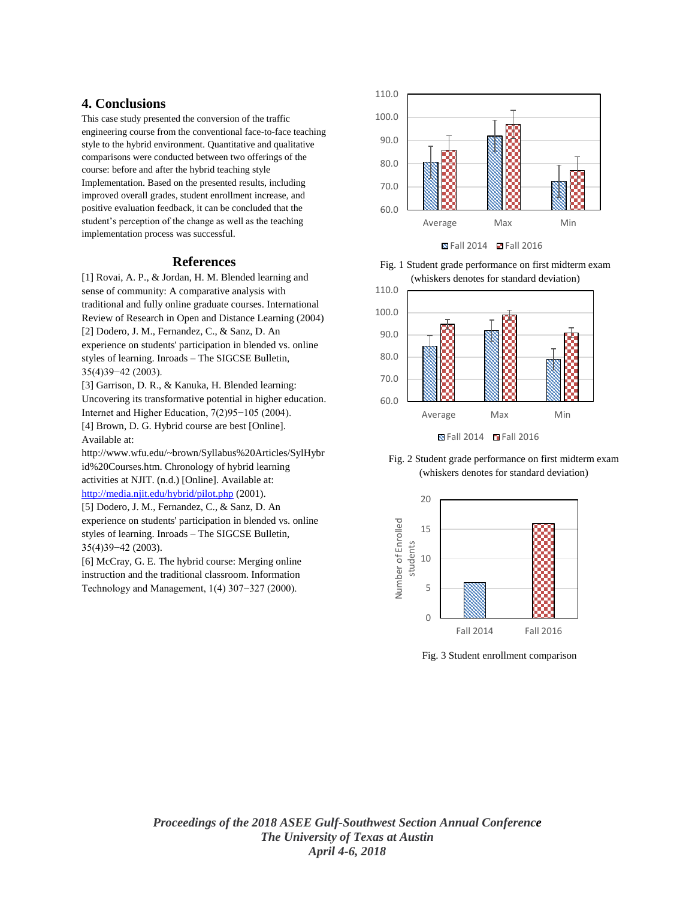## 4. Conclusions

This case study presented the conversion of the traffic engineering course from the conventional face-to-face teaching style to the hybrid environment. Quantitative and qualitative comparisons were conducted between two offerings of the course: before and after the hybrid teaching style Implementation. Based on the presented results, including improved overall grades, student enrollment increase, and positive evaluation feedback, it can be concluded that the student's perception of the change as well as the teaching implementation process was successful.

## References

[1] Rovai, A. P., & Jordan, H. M. Blended learning and sense of community: A comparative analysis with traditional and fully online graduate courses. International Review of Research in Open and Distance Learning (2004)

[2] Dodero, J. M., Fernandez, C., & Sanz, D. An experience on students' participation in blended vs. online styles of learning. Inroads – The SIGCSE Bulletin, 35(4)39−42 (2003).

[3] Garrison, D. R., & Kanuka, H. Blended learning: Uncovering its transformative potential in higher education. Internet and Higher Education, 7(2)95−105 (2004).

[4] Brown, D. G. Hybrid course are best [Online]. Available at: http://www.wfu.edu/~brown/Syllabus%20Articles/SylHybrid%20Courses.htm. Chronology of hybrid learning activities at NJIT. (n.d.) [Online]. Available at: http://media.njit.edu/hybrid/pilot.php (2001).

[5] Dodero, J. M., Fernandez, C., & Sanz, D. An experience on students' participation in blended vs. online styles of learning. Inroads – The SIGCSE Bulletin, 35(4)39−42 (2003).

[6] McCray, G. E. The hybrid course: Merging online instruction and the traditional classroom. Information Technology and Management, 1(4) 307−327 (2000).

110.0
100.0
90.0
80.0
70.0
60.0
Average
Max
Min
Fall 2014
Fall 2016

Fig. 1 Student grade performance on first midterm exam (whiskers denotes for standard deviation)

110.0
100.0
90.0
80.0
70.0
60.0
Average
Max
Min
Fall 2014
Fall 2016

Fig. 2 Student grade performance on first midterm exam (whiskers denotes for standard deviation)

20
15
10
5
0
Number of Enrolled students
Fall 2014
Fall 2016

Fig. 3 Student enrollment comparison